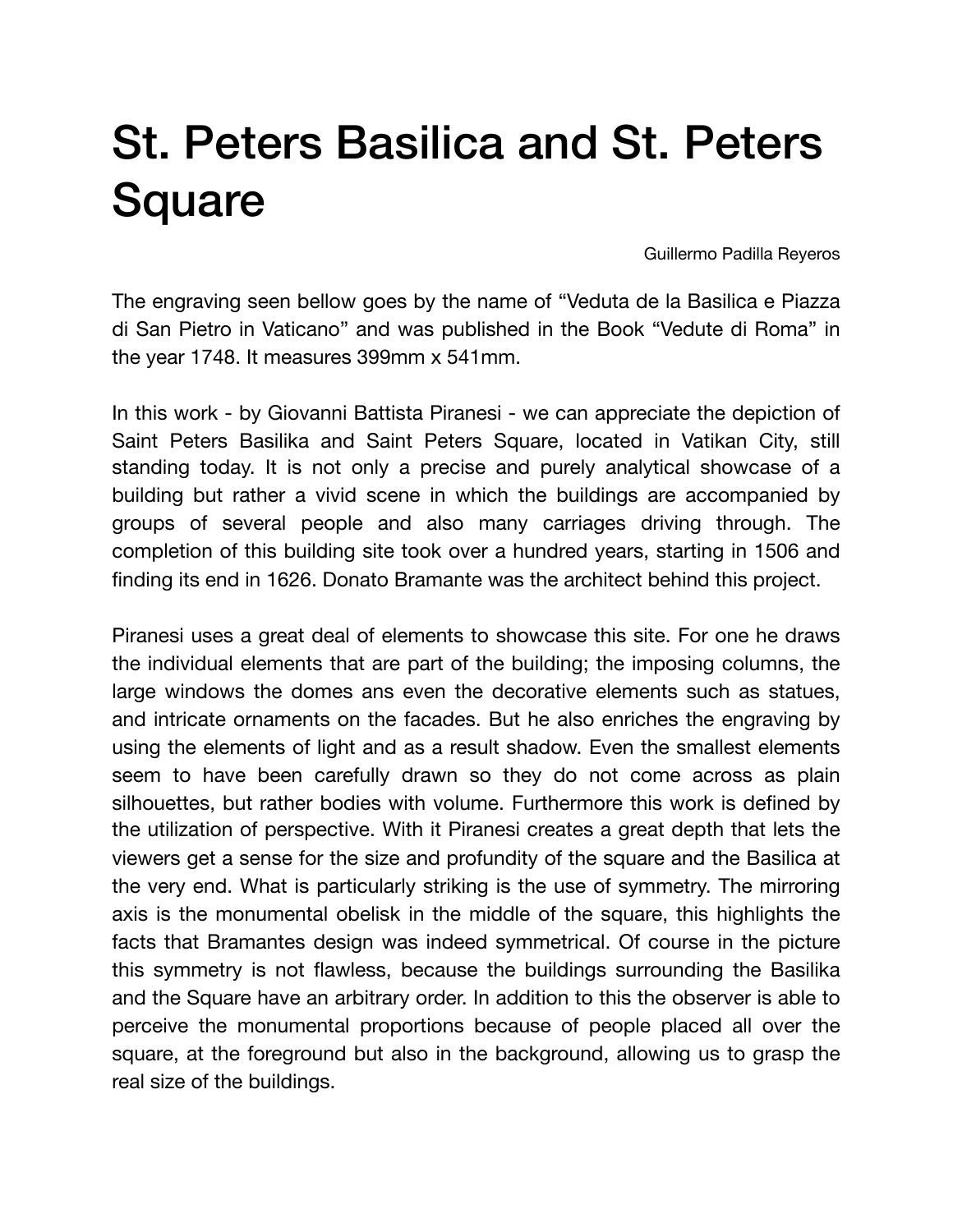# St. Peters Basilica and St. Peters Square

Guillermo Padilla Reyeros

The engraving seen bellow goes by the name of "Veduta de la Basilica e Piazza di San Pietro in Vaticano" and was published in the Book "Vedute di Roma" in the year 1748. It measures 399mm x 541mm.

In this work - by Giovanni Battista Piranesi - we can appreciate the depiction of Saint Peters Basilika and Saint Peters Square, located in Vatikan City, still standing today. It is not only a precise and purely analytical showcase of a building but rather a vivid scene in which the buildings are accompanied by groups of several people and also many carriages driving through. The completion of this building site took over a hundred years, starting in 1506 and finding its end in 1626. Donato Bramante was the architect behind this project.

Piranesi uses a great deal of elements to showcase this site. For one he draws the individual elements that are part of the building; the imposing columns, the large windows the domes ans even the decorative elements such as statues, and intricate ornaments on the facades. But he also enriches the engraving by using the elements of light and as a result shadow. Even the smallest elements seem to have been carefully drawn so they do not come across as plain silhouettes, but rather bodies with volume. Furthermore this work is defined by the utilization of perspective. With it Piranesi creates a great depth that lets the viewers get a sense for the size and profundity of the square and the Basilica at the very end. What is particularly striking is the use of symmetry. The mirroring axis is the monumental obelisk in the middle of the square, this highlights the facts that Bramantes design was indeed symmetrical. Of course in the picture this symmetry is not flawless, because the buildings surrounding the Basilika and the Square have an arbitrary order. In addition to this the observer is able to perceive the monumental proportions because of people placed all over the square, at the foreground but also in the background, allowing us to grasp the real size of the buildings.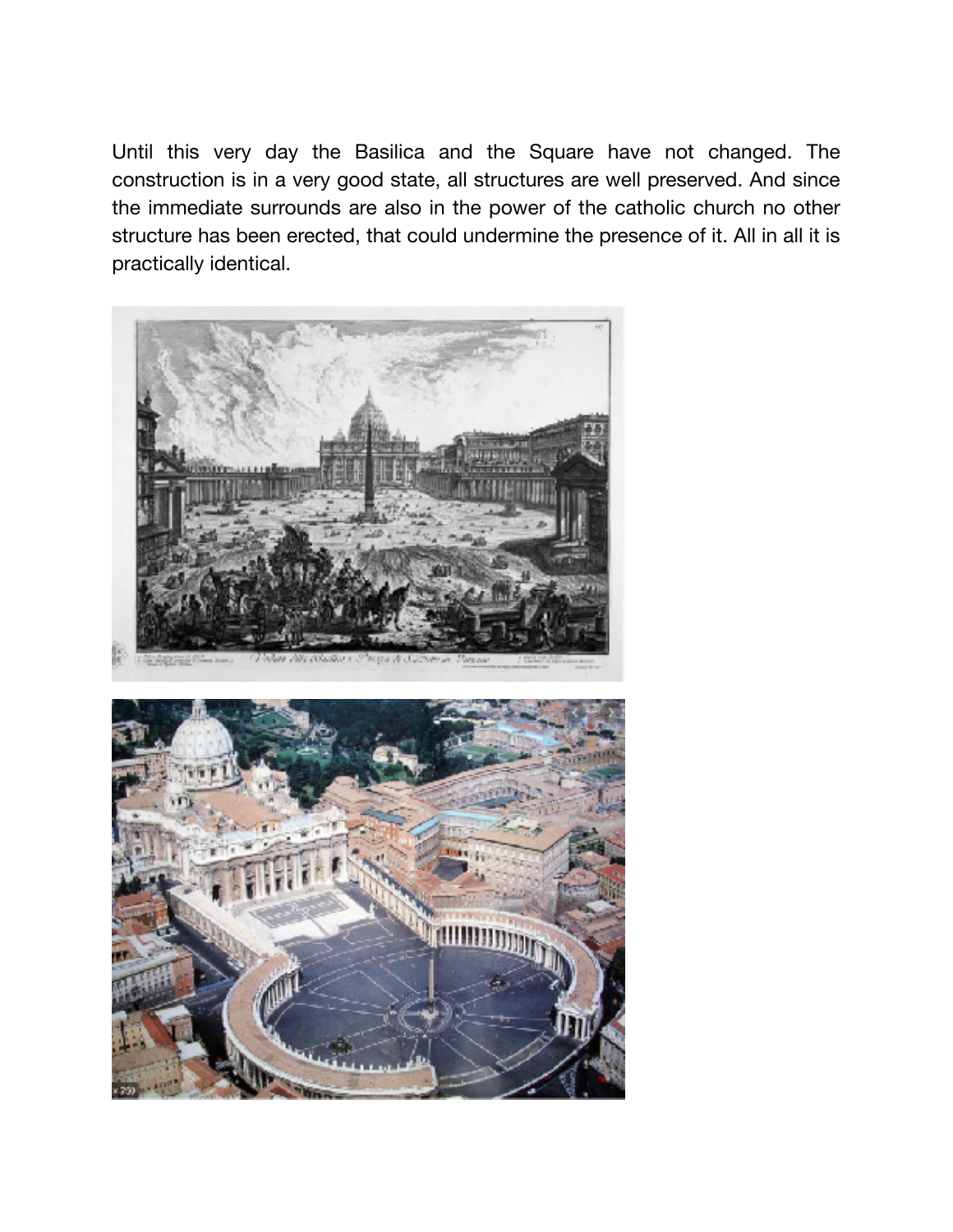Until this very day the Basilica and the Square have not changed. The construction is in a very good state, all structures are well preserved. And since the immediate surrounds are also in the power of the catholic church no other structure has been erected, that could undermine the presence of it. All in all it is practically identical.